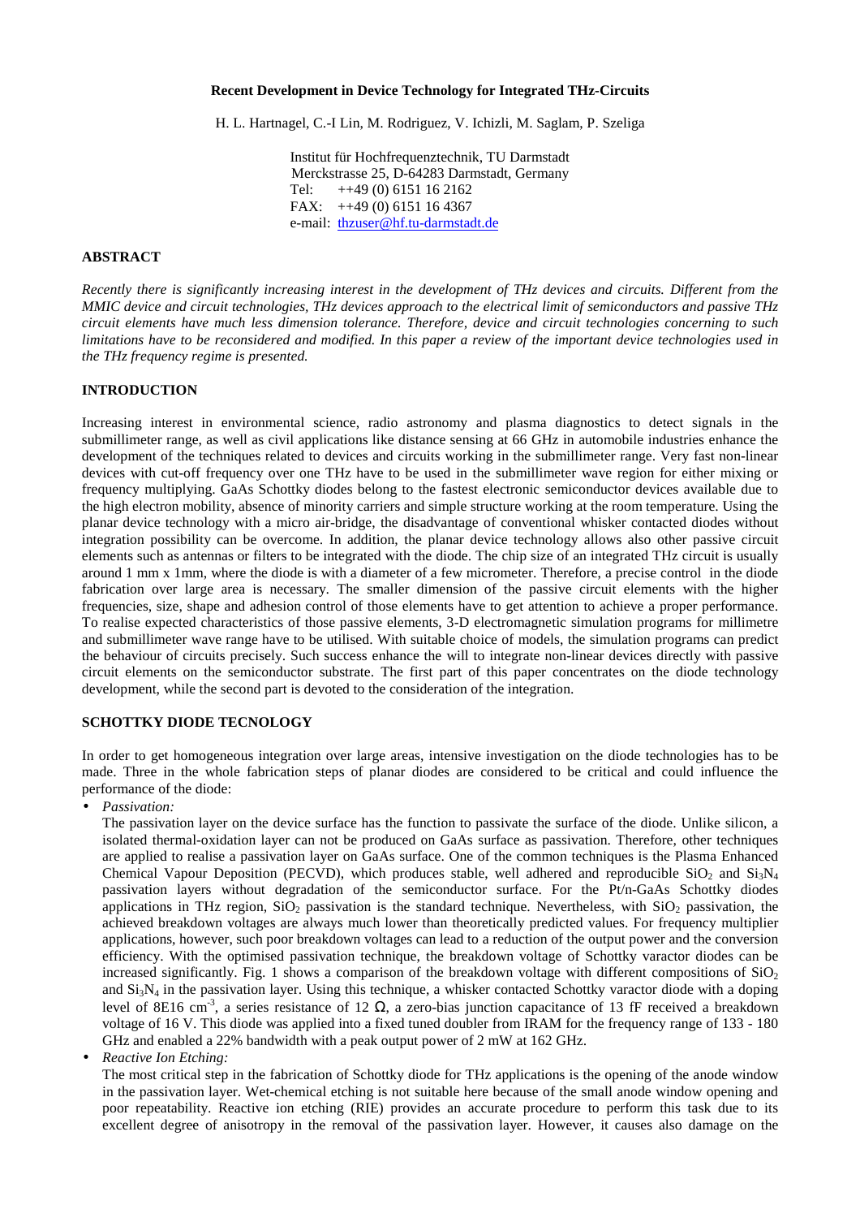# Recent Development in Device Technology for Integrated THz-Circuits

H. L. Hartnagel, C.-I Lin, M. Rodriguez, V. Ichizli, M. Saglam, P. Szeliga

Institut für Hochfrequenztechnik, TU Darmstadt
Merckstrasse 25, D-64283 Darmstadt, Germany
Tel: ++49 (0) 6151 16 2162
FAX: ++49 (0) 6151 16 4367
e-mail: thzuser@hf.tu-darmstadt.de

## ABSTRACT

*Recently there is significantly increasing interest in the development of THz devices and circuits. Different from the MMIC device and circuit technologies, THz devices approach to the electrical limit of semiconductors and passive THz circuit elements have much less dimension tolerance. Therefore, device and circuit technologies concerning to such limitations have to be reconsidered and modified. In this paper a review of the important device technologies used in the THz frequency regime is presented.*

## INTRODUCTION

Increasing interest in environmental science, radio astronomy and plasma diagnostics to detect signals in the submillimeter range, as well as civil applications like distance sensing at 66 GHz in automobile industries enhance the development of the techniques related to devices and circuits working in the submillimeter range. Very fast non-linear devices with cut-off frequency over one THz have to be used in the submillimeter wave region for either mixing or frequency multiplying. GaAs Schottky diodes belong to the fastest electronic semiconductor devices available due to the high electron mobility, absence of minority carriers and simple structure working at the room temperature. Using the planar device technology with a micro air-bridge, the disadvantage of conventional whisker contacted diodes without integration possibility can be overcome. In addition, the planar device technology allows also other passive circuit elements such as antennas or filters to be integrated with the diode. The chip size of an integrated THz circuit is usually around 1 mm x 1mm, where the diode is with a diameter of a few micrometer. Therefore, a precise control in the diode fabrication over large area is necessary. The smaller dimension of the passive circuit elements with the higher frequencies, size, shape and adhesion control of those elements have to get attention to achieve a proper performance. To realise expected characteristics of those passive elements, 3-D electromagnetic simulation programs for millimetre and submillimeter wave range have to be utilised. With suitable choice of models, the simulation programs can predict the behaviour of circuits precisely. Such success enhance the will to integrate non-linear devices directly with passive circuit elements on the semiconductor substrate. The first part of this paper concentrates on the diode technology development, while the second part is devoted to the consideration of the integration.

## SCHOTTKY DIODE TECNOLOGY

In order to get homogeneous integration over large areas, intensive investigation on the diode technologies has to be made. Three in the whole fabrication steps of planar diodes are considered to be critical and could influence the performance of the diode:

- *Passivation:*

  The passivation layer on the device surface has the function to passivate the surface of the diode. Unlike silicon, a isolated thermal-oxidation layer can not be produced on GaAs surface as passivation. Therefore, other techniques are applied to realise a passivation layer on GaAs surface. One of the common techniques is the Plasma Enhanced Chemical Vapour Deposition (PECVD), which produces stable, well adhered and reproducible $SiO_2$ and $Si_3N_4$ passivation layers without degradation of the semiconductor surface. For the Pt/n-GaAs Schottky diodes applications in THz region, $SiO_2$ passivation is the standard technique. Nevertheless, with $SiO_2$ passivation, the achieved breakdown voltages are always much lower than theoretically predicted values. For frequency multiplier applications, however, such poor breakdown voltages can lead to a reduction of the output power and the conversion efficiency. With the optimised passivation technique, the breakdown voltage of Schottky varactor diodes can be increased significantly. Fig. 1 shows a comparison of the breakdown voltage with different compositions of $SiO_2$ and $Si_3N_4$ in the passivation layer. Using this technique, a whisker contacted Schottky varactor diode with a doping level of 8E16 $cm^{-3}$, a series resistance of 12 $\Omega$, a zero-bias junction capacitance of 13 fF received a breakdown voltage of 16 V. This diode was applied into a fixed tuned doubler from IRAM for the frequency range of 133 - 180 GHz and enabled a 22% bandwidth with a peak output power of 2 mW at 162 GHz.

- *Reactive Ion Etching:*

  The most critical step in the fabrication of Schottky diode for THz applications is the opening of the anode window in the passivation layer. Wet-chemical etching is not suitable here because of the small anode window opening and poor repeatability. Reactive ion etching (RIE) provides an accurate procedure to perform this task due to its excellent degree of anisotropy in the removal of the passivation layer. However, it causes also damage on the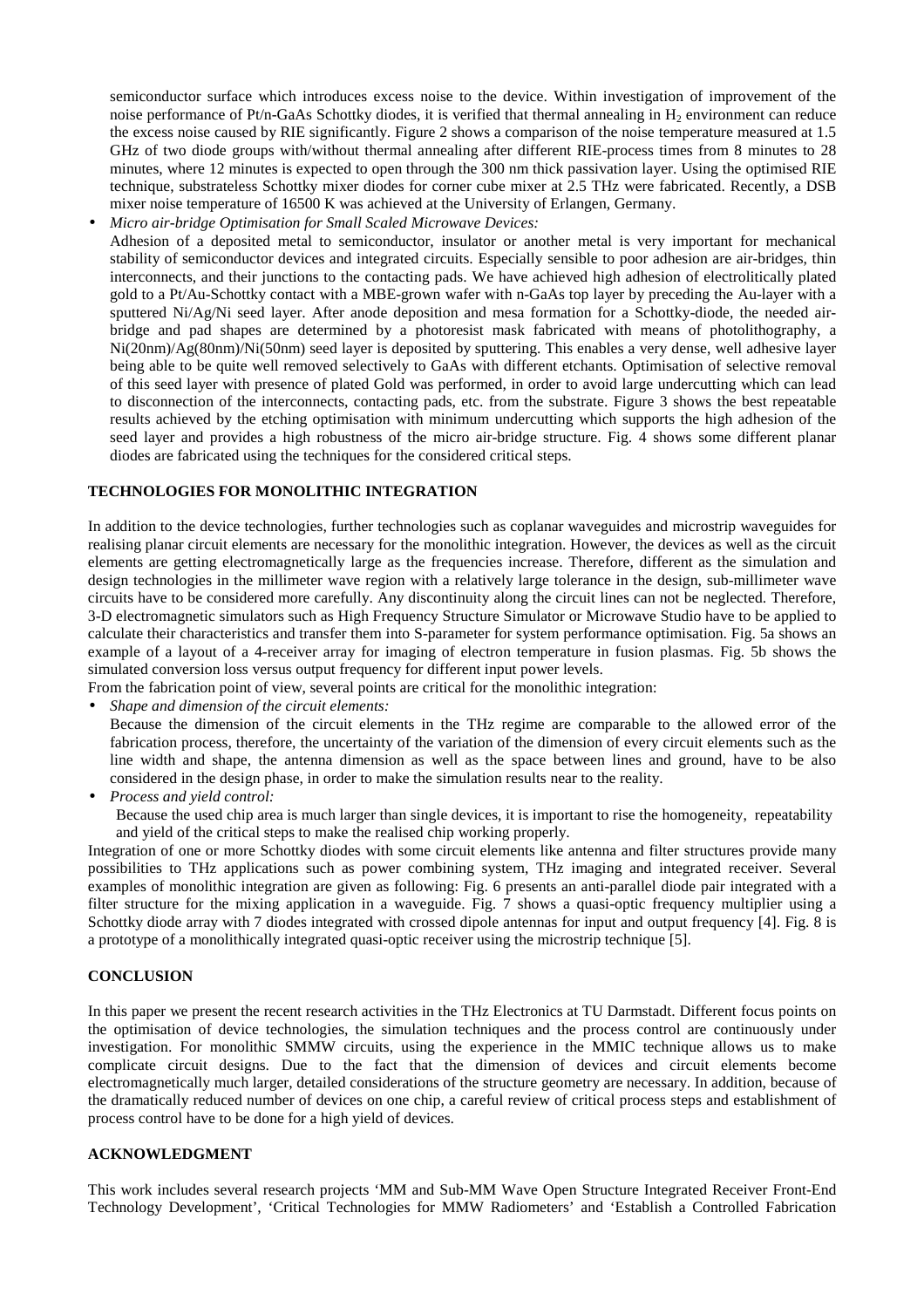semiconductor surface which introduces excess noise to the device. Within investigation of improvement of the noise performance of Pt/n-GaAs Schottky diodes, it is verified that thermal annealing in $H_2$ environment can reduce the excess noise caused by RIE significantly. Figure 2 shows a comparison of the noise temperature measured at 1.5 GHz of two diode groups with/without thermal annealing after different RIE-process times from 8 minutes to 28 minutes, where 12 minutes is expected to open through the 300 nm thick passivation layer. Using the optimised RIE technique, substrateless Schottky mixer diodes for corner cube mixer at 2.5 THz were fabricated. Recently, a DSB mixer noise temperature of 16500 K was achieved at the University of Erlangen, Germany.

- *Micro air-bridge Optimisation for Small Scaled Microwave Devices:*
  Adhesion of a deposited metal to semiconductor, insulator or another metal is very important for mechanical stability of semiconductor devices and integrated circuits. Especially sensible to poor adhesion are air-bridges, thin interconnects, and their junctions to the contacting pads. We have achieved high adhesion of electrolitically plated gold to a Pt/Au-Schottky contact with a MBE-grown wafer with n-GaAs top layer by preceding the Au-layer with a sputtered Ni/Ag/Ni seed layer. After anode deposition and mesa formation for a Schottky-diode, the needed air-bridge and pad shapes are determined by a photoresist mask fabricated with means of photolithography, a Ni(20nm)/Ag(80nm)/Ni(50nm) seed layer is deposited by sputtering. This enables a very dense, well adhesive layer being able to be quite well removed selectively to GaAs with different etchants. Optimisation of selective removal of this seed layer with presence of plated Gold was performed, in order to avoid large undercutting which can lead to disconnection of the interconnects, contacting pads, etc. from the substrate. Figure 3 shows the best repeatable results achieved by the etching optimisation with minimum undercutting which supports the high adhesion of the seed layer and provides a high robustness of the micro air-bridge structure. Fig. 4 shows some different planar diodes are fabricated using the techniques for the considered critical steps.

## TECHNOLOGIES FOR MONOLITHIC INTEGRATION

In addition to the device technologies, further technologies such as coplanar waveguides and microstrip waveguides for realising planar circuit elements are necessary for the monolithic integration. However, the devices as well as the circuit elements are getting electromagnetically large as the frequencies increase. Therefore, different as the simulation and design technologies in the millimeter wave region with a relatively large tolerance in the design, sub-millimeter wave circuits have to be considered more carefully. Any discontinuity along the circuit lines can not be neglected. Therefore, 3-D electromagnetic simulators such as High Frequency Structure Simulator or Microwave Studio have to be applied to calculate their characteristics and transfer them into S-parameter for system performance optimisation. Fig. 5a shows an example of a layout of a 4-receiver array for imaging of electron temperature in fusion plasmas. Fig. 5b shows the simulated conversion loss versus output frequency for different input power levels.

From the fabrication point of view, several points are critical for the monolithic integration:

- *Shape and dimension of the circuit elements:*
  Because the dimension of the circuit elements in the THz regime are comparable to the allowed error of the fabrication process, therefore, the uncertainty of the variation of the dimension of every circuit elements such as the line width and shape, the antenna dimension as well as the space between lines and ground, have to be also considered in the design phase, in order to make the simulation results near to the reality.
- *Process and yield control:*
  Because the used chip area is much larger than single devices, it is important to rise the homogeneity, repeatability and yield of the critical steps to make the realised chip working properly.

Integration of one or more Schottky diodes with some circuit elements like antenna and filter structures provide many possibilities to THz applications such as power combining system, THz imaging and integrated receiver. Several examples of monolithic integration are given as following: Fig. 6 presents an anti-parallel diode pair integrated with a filter structure for the mixing application in a waveguide. Fig. 7 shows a quasi-optic frequency multiplier using a Schottky diode array with 7 diodes integrated with crossed dipole antennas for input and output frequency [4]. Fig. 8 is a prototype of a monolithically integrated quasi-optic receiver using the microstrip technique [5].

## CONCLUSION

In this paper we present the recent research activities in the THz Electronics at TU Darmstadt. Different focus points on the optimisation of device technologies, the simulation techniques and the process control are continuously under investigation. For monolithic SMMW circuits, using the experience in the MMIC technique allows us to make complicate circuit designs. Due to the fact that the dimension of devices and circuit elements become electromagnetically much larger, detailed considerations of the structure geometry are necessary. In addition, because of the dramatically reduced number of devices on one chip, a careful review of critical process steps and establishment of process control have to be done for a high yield of devices.

## ACKNOWLEDGMENT

This work includes several research projects 'MM and Sub-MM Wave Open Structure Integrated Receiver Front-End Technology Development', 'Critical Technologies for MMW Radiometers' and 'Establish a Controlled Fabrication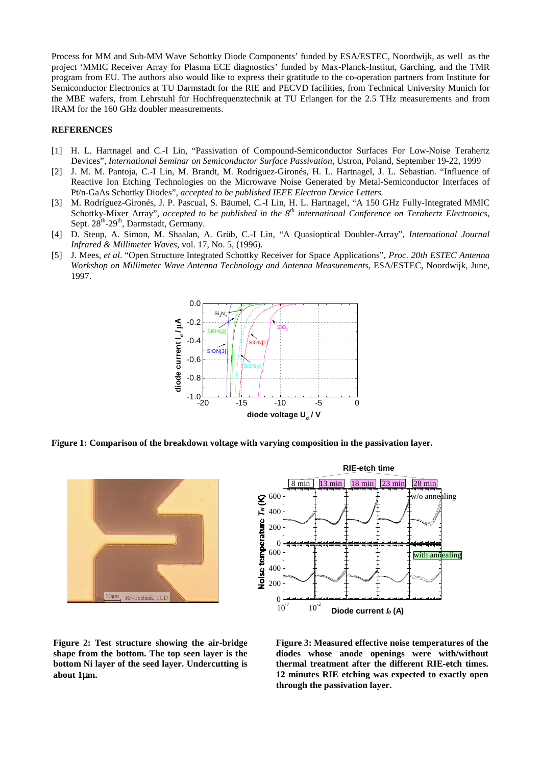Process for MM and Sub-MM Wave Schottky Diode Components' funded by ESA/ESTEC, Noordwijk, as well as the project 'MMIC Receiver Array for Plasma ECE diagnostics' funded by Max-Planck-Institut, Garching, and the TMR program from EU. The authors also would like to express their gratitude to the co-operation partners from Institute for Semiconductor Electronics at TU Darmstadt for the RIE and PECVD facilities, from Technical University Munich for the MBE wafers, from Lehrstuhl für Hochfrequenztechnik at TU Erlangen for the 2.5 THz measurements and from IRAM for the 160 GHz doubler measurements.

## REFERENCES

[1] H. L. Hartnagel and C.-I Lin, "Passivation of Compound-Semiconductor Surfaces For Low-Noise Terahertz Devices", *International Seminar on Semiconductor Surface Passivation*, Ustron, Poland, September 19-22, 1999

[2] J. M. M. Pantoja, C.-I Lin, M. Brandt, M. Rodríguez-Gironés, H. L. Hartnagel, J. L. Sebastian. "Influence of Reactive Ion Etching Technologies on the Microwave Noise Generated by Metal-Semiconductor Interfaces of Pt/n-GaAs Schottky Diodes", *accepted to be published IEEE Electron Device Letters.*

[3] M. Rodríguez-Gironés, J. P. Pascual, S. Bäumel, C.-I Lin, H. L. Hartnagel, "A 150 GHz Fully-Integrated MMIC Schottky-Mixer Array", *accepted to be published in the 8th international Conference on Terahertz Electronics*, Sept. 28th-29th, Darmstadt, Germany.

[4] D. Steup, A. Simon, M. Shaalan, A. Grüb, C.-I Lin, "A Quasioptical Doubler-Array", *International Journal Infrared & Millimeter Waves*, vol. 17, No. 5, (1996).

[5] J. Mees, *et al*. "Open Structure Integrated Schottky Receiver for Space Applications", *Proc. 20th ESTEC Antenna Workshop on Millimeter Wave Antenna Technology and Antenna Measurements*, ESA/ESTEC, Noordwijk, June, 1997.

**Figure 1: Comparison of the breakdown voltage with varying composition in the passivation layer.**

**Figure 2: Test structure showing the air-bridge shape from the bottom. The top seen layer is the bottom Ni layer of the seed layer. Undercutting is about 1µm.**

**Figure 3: Measured effective noise temperatures of the diodes whose anode openings were with/without thermal treatment after the different RIE-etch times. 12 minutes RIE etching was expected to exactly open through the passivation layer.**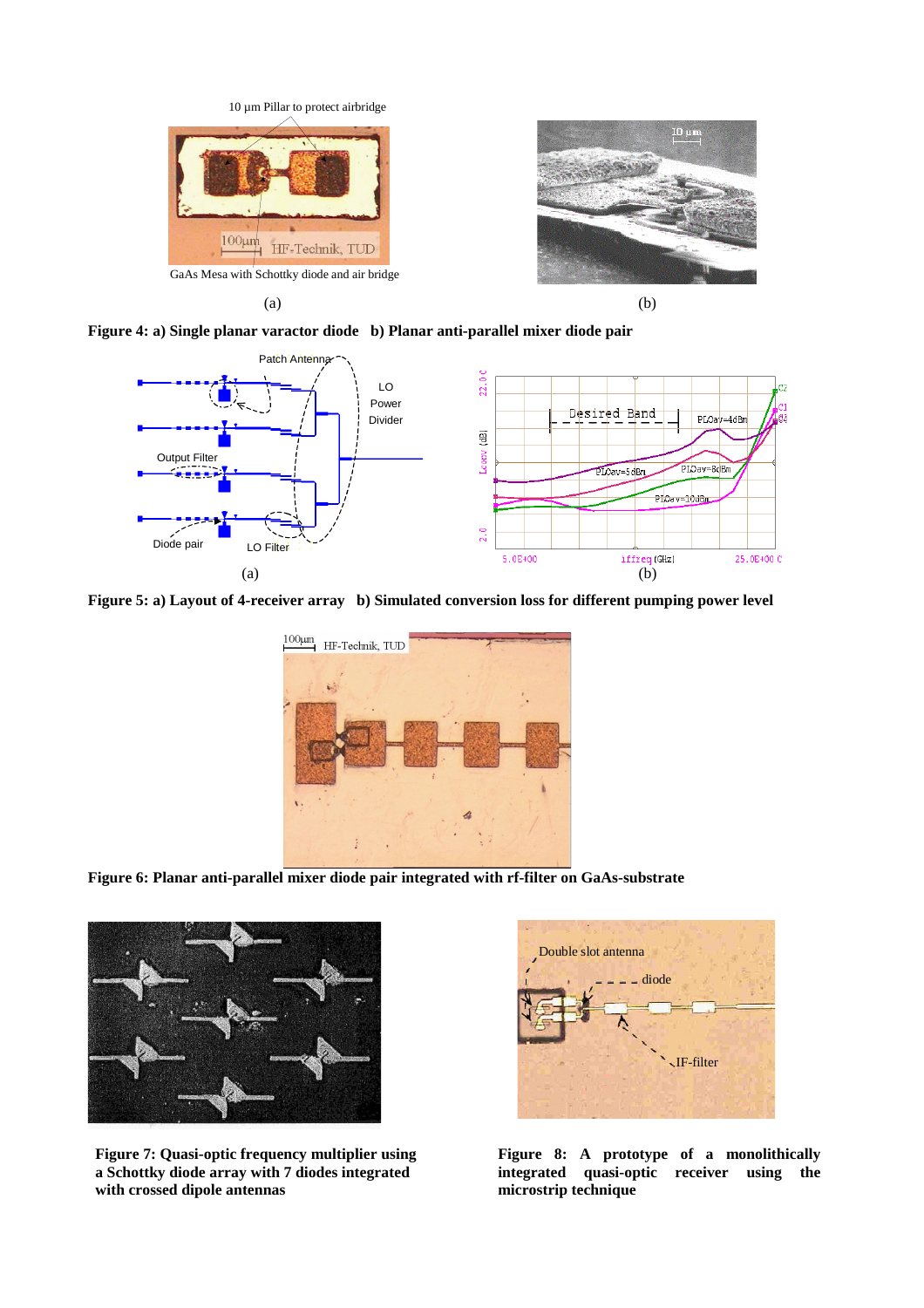10 µm Pillar to protect airbridge

100µm HF-Technik, TUD

GaAs Mesa with Schottky diode and air bridge

(a)

10 µm

(b)

**Figure 4: a) Single planar varactor diode b) Planar anti-parallel mixer diode pair**

Patch Antenna

LO Power Divider

Output Filter

Diode pair

LO Filter

(a)

Lconv [dB]

22.0

2.0

Desired Band

PLOav=4dBm

PLOav=5dBm

PLOav=8dBm

PLOav=10dBm

5.0E+00

iffreq [GHz]

25.0E+00

(b)

**Figure 5: a) Layout of 4-receiver array b) Simulated conversion loss for different pumping power level**

100µm HF-Technik, TUD

**Figure 6: Planar anti-parallel mixer diode pair integrated with rf-filter on GaAs-substrate**

Double slot antenna

diode

IF-filter

**Figure 7: Quasi-optic frequency multiplier using a Schottky diode array with 7 diodes integrated with crossed dipole antennas**

**Figure 8: A prototype of a monolithically integrated quasi-optic receiver using the microstrip technique**